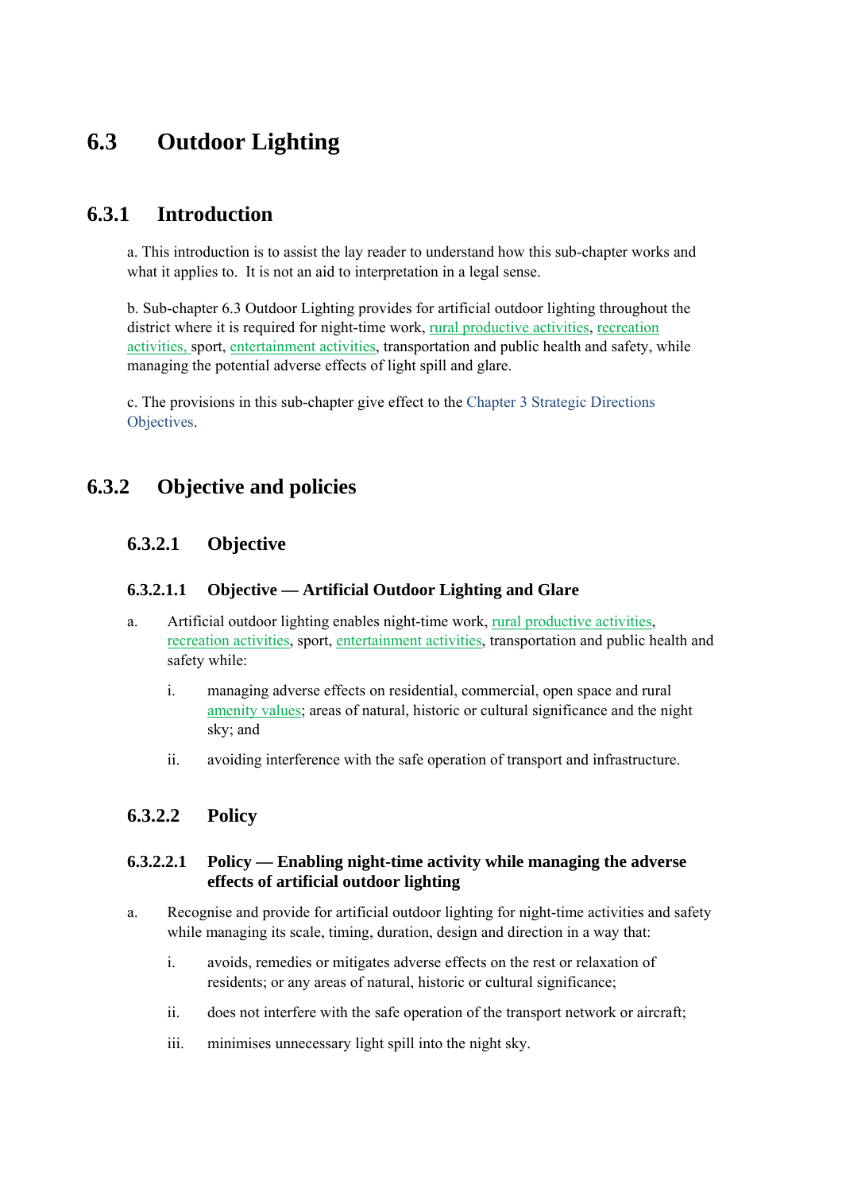# 6.3 Outdoor Lighting

## 6.3.1 Introduction

a. This introduction is to assist the lay reader to understand how this sub-chapter works and what it applies to. It is not an aid to interpretation in a legal sense.

b. Sub-chapter 6.3 Outdoor Lighting provides for artificial outdoor lighting throughout the district where it is required for night-time work, rural productive activities, recreation activities, sport, entertainment activities, transportation and public health and safety, while managing the potential adverse effects of light spill and glare.

c. The provisions in this sub-chapter give effect to the Chapter 3 Strategic Directions Objectives.

## 6.3.2 Objective and policies

### 6.3.2.1 Objective

#### 6.3.2.1.1 Objective — Artificial Outdoor Lighting and Glare

a. Artificial outdoor lighting enables night-time work, rural productive activities, recreation activities, sport, entertainment activities, transportation and public health and safety while:

   i. managing adverse effects on residential, commercial, open space and rural amenity values; areas of natural, historic or cultural significance and the night sky; and

   ii. avoiding interference with the safe operation of transport and infrastructure.

### 6.3.2.2 Policy

#### 6.3.2.2.1 Policy — Enabling night-time activity while managing the adverse effects of artificial outdoor lighting

a. Recognise and provide for artificial outdoor lighting for night-time activities and safety while managing its scale, timing, duration, design and direction in a way that:

   i. avoids, remedies or mitigates adverse effects on the rest or relaxation of residents; or any areas of natural, historic or cultural significance;

   ii. does not interfere with the safe operation of the transport network or aircraft;

   iii. minimises unnecessary light spill into the night sky.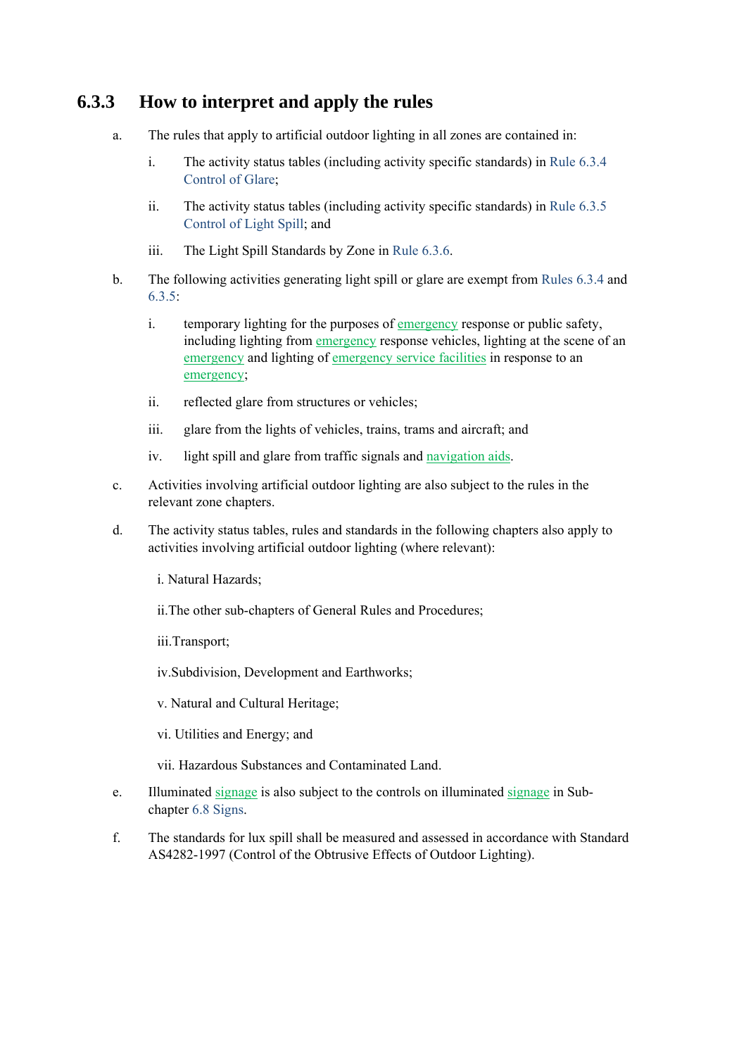### 6.3.3 How to interpret and apply the rules

a. The rules that apply to artificial outdoor lighting in all zones are contained in:

   i. The activity status tables (including activity specific standards) in Rule 6.3.4 Control of Glare;

   ii. The activity status tables (including activity specific standards) in Rule 6.3.5 Control of Light Spill; and

   iii. The Light Spill Standards by Zone in Rule 6.3.6.

b. The following activities generating light spill or glare are exempt from Rules 6.3.4 and 6.3.5:

   i. temporary lighting for the purposes of emergency response or public safety, including lighting from emergency response vehicles, lighting at the scene of an emergency and lighting of emergency service facilities in response to an emergency;

   ii. reflected glare from structures or vehicles;

   iii. glare from the lights of vehicles, trains, trams and aircraft; and

   iv. light spill and glare from traffic signals and navigation aids.

c. Activities involving artificial outdoor lighting are also subject to the rules in the relevant zone chapters.

d. The activity status tables, rules and standards in the following chapters also apply to activities involving artificial outdoor lighting (where relevant):

   i. Natural Hazards;

   ii. The other sub-chapters of General Rules and Procedures;

   iii. Transport;

   iv. Subdivision, Development and Earthworks;

   v. Natural and Cultural Heritage;

   vi. Utilities and Energy; and

   vii. Hazardous Substances and Contaminated Land.

e. Illuminated signage is also subject to the controls on illuminated signage in Sub-chapter 6.8 Signs.

f. The standards for lux spill shall be measured and assessed in accordance with Standard AS4282-1997 (Control of the Obtrusive Effects of Outdoor Lighting).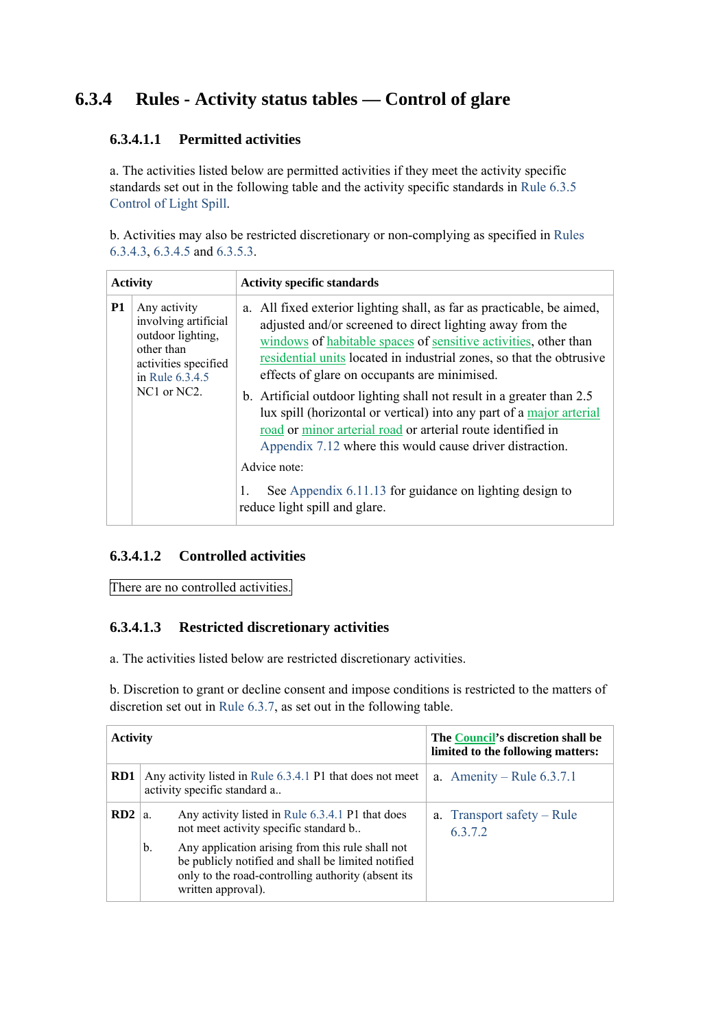## 6.3.4 Rules - Activity status tables — Control of glare

### 6.3.4.1.1 Permitted activities

a. The activities listed below are permitted activities if they meet the activity specific standards set out in the following table and the activity specific standards in Rule 6.3.5 Control of Light Spill.

b. Activities may also be restricted discretionary or non-complying as specified in Rules 6.3.4.3, 6.3.4.5 and 6.3.5.3.

| Activity | | Activity specific standards |
|---|---|---|
| **P1** | Any activity involving artificial outdoor lighting, other than activities specified in Rule 6.3.4.5 NC1 or NC2. | a. All fixed exterior lighting shall, as far as practicable, be aimed, adjusted and/or screened to direct lighting away from the windows of habitable spaces of sensitive activities, other than residential units located in industrial zones, so that the obtrusive effects of glare on occupants are minimised.<br>b. Artificial outdoor lighting shall not result in a greater than 2.5 lux spill (horizontal or vertical) into any part of a major arterial road or minor arterial road or arterial route identified in Appendix 7.12 where this would cause driver distraction.<br>Advice note:<br>1. See Appendix 6.11.13 for guidance on lighting design to reduce light spill and glare. |

### 6.3.4.1.2 Controlled activities

There are no controlled activities.

### 6.3.4.1.3 Restricted discretionary activities

a. The activities listed below are restricted discretionary activities.

b. Discretion to grant or decline consent and impose conditions is restricted to the matters of discretion set out in Rule 6.3.7, as set out in the following table.

| Activity | | The Council's discretion shall be limited to the following matters: |
|---|---|---|
| **RD1** | Any activity listed in Rule 6.3.4.1 P1 that does not meet activity specific standard a.. | a. Amenity – Rule 6.3.7.1 |
| **RD2** | a. Any activity listed in Rule 6.3.4.1 P1 that does not meet activity specific standard b..<br>b. Any application arising from this rule shall not be publicly notified and shall be limited notified only to the road-controlling authority (absent its written approval). | a. Transport safety – Rule 6.3.7.2 |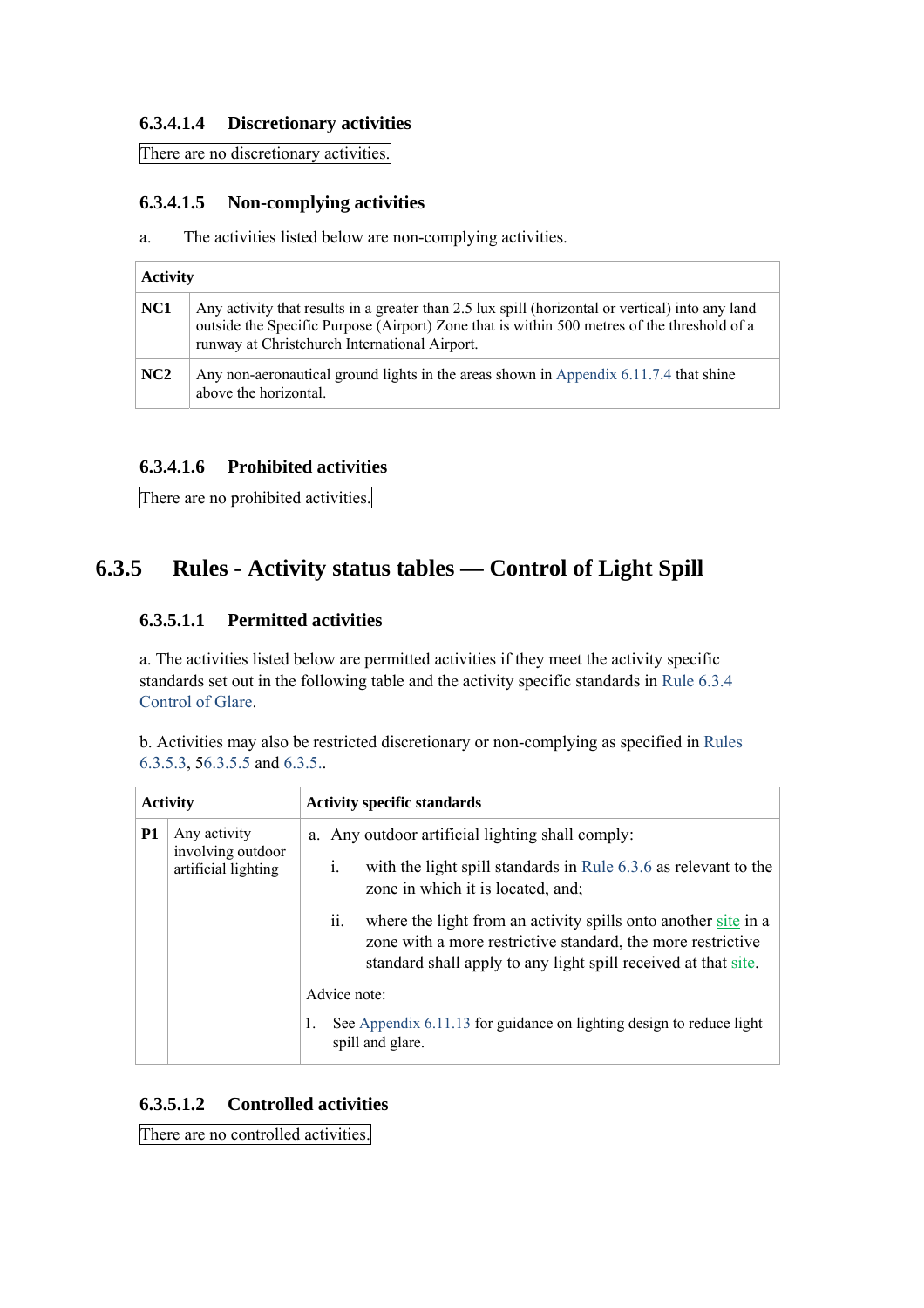#### 6.3.4.1.4 Discretionary activities

There are no discretionary activities.

#### 6.3.4.1.5 Non-complying activities

a. The activities listed below are non-complying activities.

| Activity | |
|---|---|
| **NC1** | Any activity that results in a greater than 2.5 lux spill (horizontal or vertical) into any land outside the Specific Purpose (Airport) Zone that is within 500 metres of the threshold of a runway at Christchurch International Airport. |
| **NC2** | Any non-aeronautical ground lights in the areas shown in Appendix 6.11.7.4 that shine above the horizontal. |

#### 6.3.4.1.6 Prohibited activities

There are no prohibited activities.

## 6.3.5 Rules - Activity status tables — Control of Light Spill

#### 6.3.5.1.1 Permitted activities

a. The activities listed below are permitted activities if they meet the activity specific standards set out in the following table and the activity specific standards in Rule 6.3.4 Control of Glare.

b. Activities may also be restricted discretionary or non-complying as specified in Rules 6.3.5.3, 56.3.5.5 and 6.3.5..

| Activity | | Activity specific standards |
|---|---|---|
| **P1** | Any activity involving outdoor artificial lighting | a. Any outdoor artificial lighting shall comply:<br>i. with the light spill standards in Rule 6.3.6 as relevant to the zone in which it is located, and;<br>ii. where the light from an activity spills onto another site in a zone with a more restrictive standard, the more restrictive standard shall apply to any light spill received at that site.<br>Advice note:<br>1. See Appendix 6.11.13 for guidance on lighting design to reduce light spill and glare. |

#### 6.3.5.1.2 Controlled activities

There are no controlled activities.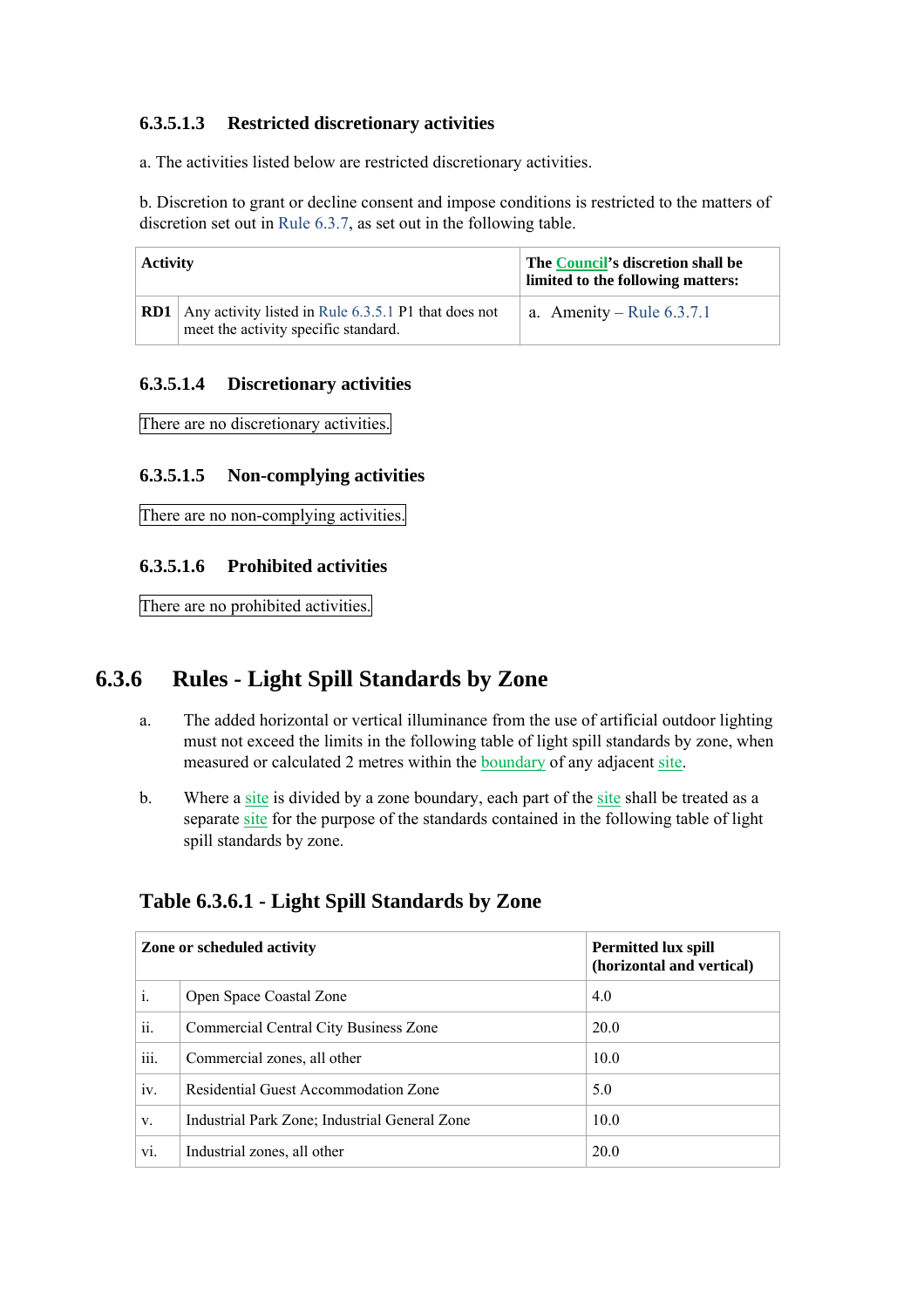#### 6.3.5.1.3 Restricted discretionary activities

a. The activities listed below are restricted discretionary activities.

b. Discretion to grant or decline consent and impose conditions is restricted to the matters of discretion set out in Rule 6.3.7, as set out in the following table.

| Activity | | The Council's discretion shall be limited to the following matters: |
|---|---|---|
| **RD1** | Any activity listed in Rule 6.3.5.1 P1 that does not meet the activity specific standard. | a. Amenity – Rule 6.3.7.1 |

#### 6.3.5.1.4 Discretionary activities

There are no discretionary activities.

#### 6.3.5.1.5 Non-complying activities

There are no non-complying activities.

#### 6.3.5.1.6 Prohibited activities

There are no prohibited activities.

## 6.3.6 Rules - Light Spill Standards by Zone

a. The added horizontal or vertical illuminance from the use of artificial outdoor lighting must not exceed the limits in the following table of light spill standards by zone, when measured or calculated 2 metres within the boundary of any adjacent site.

b. Where a site is divided by a zone boundary, each part of the site shall be treated as a separate site for the purpose of the standards contained in the following table of light spill standards by zone.

### Table 6.3.6.1 - Light Spill Standards by Zone

| Zone or scheduled activity | | Permitted lux spill (horizontal and vertical) |
|---|---|---|
| i. | Open Space Coastal Zone | 4.0 |
| ii. | Commercial Central City Business Zone | 20.0 |
| iii. | Commercial zones, all other | 10.0 |
| iv. | Residential Guest Accommodation Zone | 5.0 |
| v. | Industrial Park Zone; Industrial General Zone | 10.0 |
| vi. | Industrial zones, all other | 20.0 |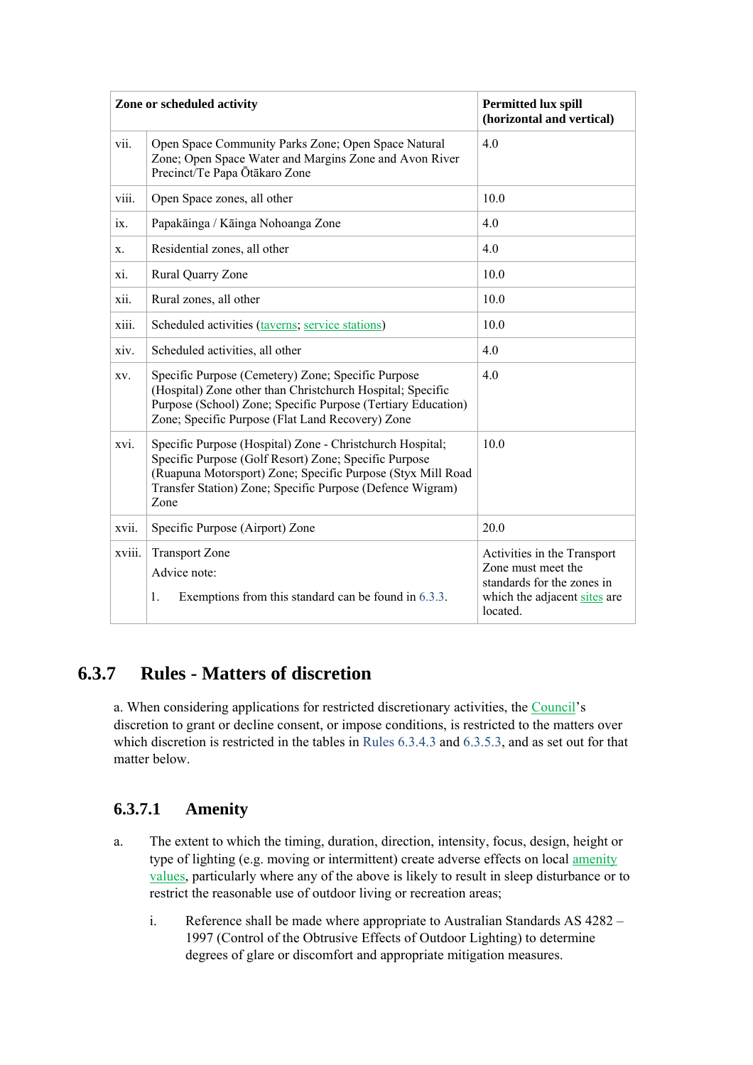| Zone or scheduled activity | | Permitted lux spill (horizontal and vertical) |
|---|---|---|
| vii. | Open Space Community Parks Zone; Open Space Natural Zone; Open Space Water and Margins Zone and Avon River Precinct/Te Papa Ōtākaro Zone | 4.0 |
| viii. | Open Space zones, all other | 10.0 |
| ix. | Papakāinga / Kāinga Nohoanga Zone | 4.0 |
| x. | Residential zones, all other | 4.0 |
| xi. | Rural Quarry Zone | 10.0 |
| xii. | Rural zones, all other | 10.0 |
| xiii. | Scheduled activities (taverns; service stations) | 10.0 |
| xiv. | Scheduled activities, all other | 4.0 |
| xv. | Specific Purpose (Cemetery) Zone; Specific Purpose (Hospital) Zone other than Christchurch Hospital; Specific Purpose (School) Zone; Specific Purpose (Tertiary Education) Zone; Specific Purpose (Flat Land Recovery) Zone | 4.0 |
| xvi. | Specific Purpose (Hospital) Zone - Christchurch Hospital; Specific Purpose (Golf Resort) Zone; Specific Purpose (Ruapuna Motorsport) Zone; Specific Purpose (Styx Mill Road Transfer Station) Zone; Specific Purpose (Defence Wigram) Zone | 10.0 |
| xvii. | Specific Purpose (Airport) Zone | 20.0 |
| xviii. | Transport Zone<br>Advice note:<br>1. Exemptions from this standard can be found in 6.3.3. | Activities in the Transport Zone must meet the standards for the zones in which the adjacent sites are located. |

## 6.3.7 Rules - Matters of discretion

a. When considering applications for restricted discretionary activities, the Council's discretion to grant or decline consent, or impose conditions, is restricted to the matters over which discretion is restricted in the tables in Rules 6.3.4.3 and 6.3.5.3, and as set out for that matter below.

### 6.3.7.1 Amenity

a. The extent to which the timing, duration, direction, intensity, focus, design, height or type of lighting (e.g. moving or intermittent) create adverse effects on local amenity values, particularly where any of the above is likely to result in sleep disturbance or to restrict the reasonable use of outdoor living or recreation areas;

   i. Reference shall be made where appropriate to Australian Standards AS 4282 – 1997 (Control of the Obtrusive Effects of Outdoor Lighting) to determine degrees of glare or discomfort and appropriate mitigation measures.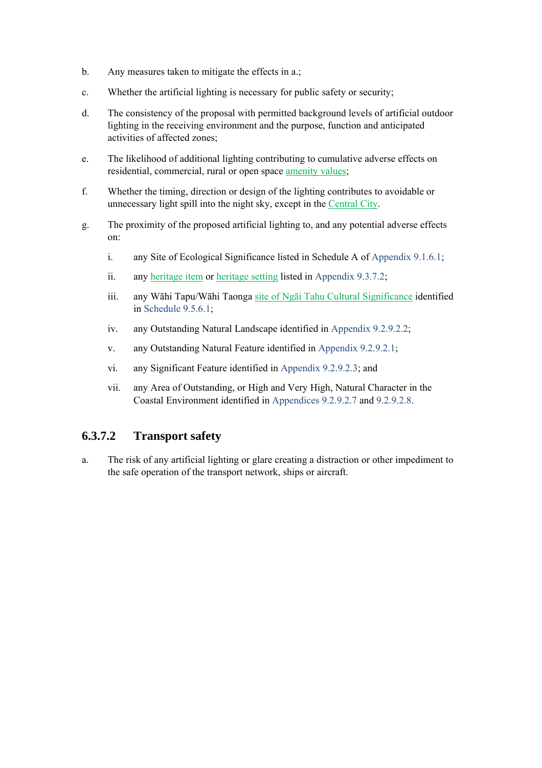b. Any measures taken to mitigate the effects in a.;

c. Whether the artificial lighting is necessary for public safety or security;

d. The consistency of the proposal with permitted background levels of artificial outdoor lighting in the receiving environment and the purpose, function and anticipated activities of affected zones;

e. The likelihood of additional lighting contributing to cumulative adverse effects on residential, commercial, rural or open space amenity values;

f. Whether the timing, direction or design of the lighting contributes to avoidable or unnecessary light spill into the night sky, except in the Central City.

g. The proximity of the proposed artificial lighting to, and any potential adverse effects on:

   i. any Site of Ecological Significance listed in Schedule A of Appendix 9.1.6.1;

   ii. any heritage item or heritage setting listed in Appendix 9.3.7.2;

   iii. any Wāhi Tapu/Wāhi Taonga site of Ngāi Tahu Cultural Significance identified in Schedule 9.5.6.1;

   iv. any Outstanding Natural Landscape identified in Appendix 9.2.9.2.2;

   v. any Outstanding Natural Feature identified in Appendix 9.2.9.2.1;

   vi. any Significant Feature identified in Appendix 9.2.9.2.3; and

   vii. any Area of Outstanding, or High and Very High, Natural Character in the Coastal Environment identified in Appendices 9.2.9.2.7 and 9.2.9.2.8.

## 6.3.7.2 Transport safety

a. The risk of any artificial lighting or glare creating a distraction or other impediment to the safe operation of the transport network, ships or aircraft.